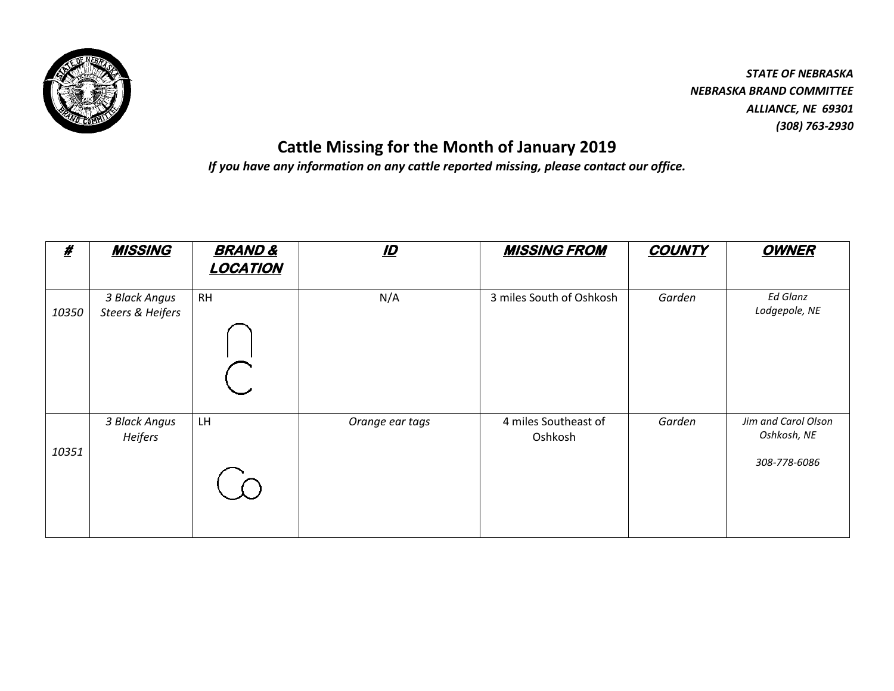STATE OF NEBRASKA
NEBRASKA BRAND COMMITTEE
ALLIANCE, NE 69301
(308) 763-2930

# Cattle Missing for the Month of January 2019

*If you have any information on any cattle reported missing, please contact our office.*

| # | MISSING | BRAND & LOCATION | ID | MISSING FROM | COUNTY | OWNER |
|---|---|---|---|---|---|---|
| *10350* | *3 Black Angus Steers & Heifers* | RH | N/A | 3 miles South of Oshkosh | *Garden* | *Ed Glanz* *Lodgepole, NE* |
| *10351* | *3 Black Angus Heifers* | LH | *Orange ear tags* | 4 miles Southeast of Oshkosh | *Garden* | *Jim and Carol Olson* *Oshkosh, NE* *308-778-6086* |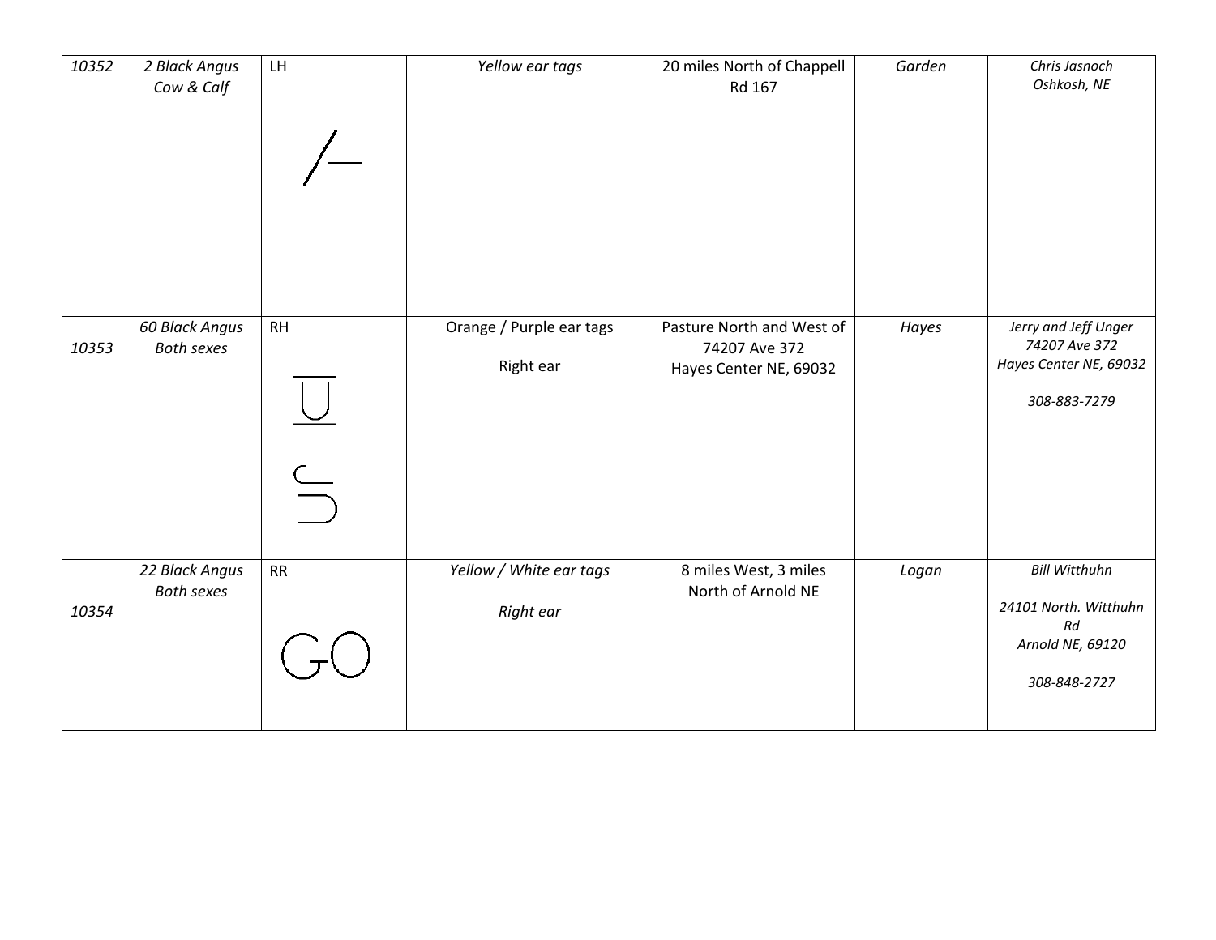| 10352 | 2 Black Angus Cow & Calf | LH /– | Yellow ear tags | 20 miles North of Chappell Rd 167 | Garden | Chris Jasnoch Oshkosh, NE |
|---|---|---|---|---|---|---|
| 10353 | 60 Black Angus Both sexes | RH | Orange / Purple ear tags<br><br>Right ear | Pasture North and West of 74207 Ave 372 Hayes Center NE, 69032 | Hayes | Jerry and Jeff Unger 74207 Ave 372 Hayes Center NE, 69032<br><br>308-883-7279 |
| 10354 | 22 Black Angus Both sexes | RR GO | Yellow / White ear tags<br><br>Right ear | 8 miles West, 3 miles North of Arnold NE | Logan | Bill Witthuhn<br><br>24101 North. Witthuhn Rd Arnold NE, 69120<br><br>308-848-2727 |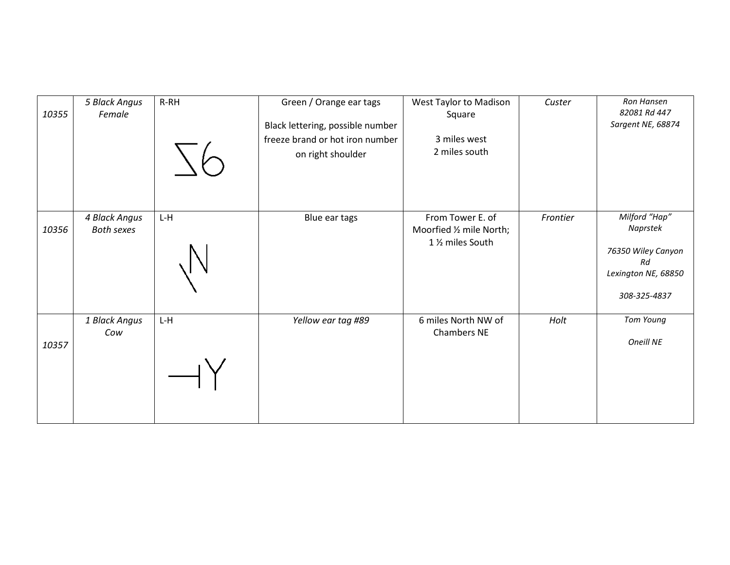| | | | | | | |
|---|---|---|---|---|---|---|
| *10355* | *5 Black Angus Female* | R-RH ∑6 | Green / Orange ear tags<br>Black lettering, possible number freeze brand or hot iron number on right shoulder | West Taylor to Madison Square<br>3 miles west<br>2 miles south | *Custer* | *Ron Hansen*<br>*82081 Rd 447*<br>*Sargent NE, 68874* |
| *10356* | *4 Black Angus Both sexes* | L-H | Blue ear tags | From Tower E. of Moorfied ½ mile North; 1 ½ miles South | *Frontier* | *Milford "Hap" Naprstek*<br>*76350 Wiley Canyon Rd*<br>*Lexington NE, 68850*<br>*308-325-4837* |
| *10357* | *1 Black Angus Cow* | L-H | *Yellow ear tag #89* | 6 miles North NW of Chambers NE | *Holt* | *Tom Young*<br>*Oneill NE* |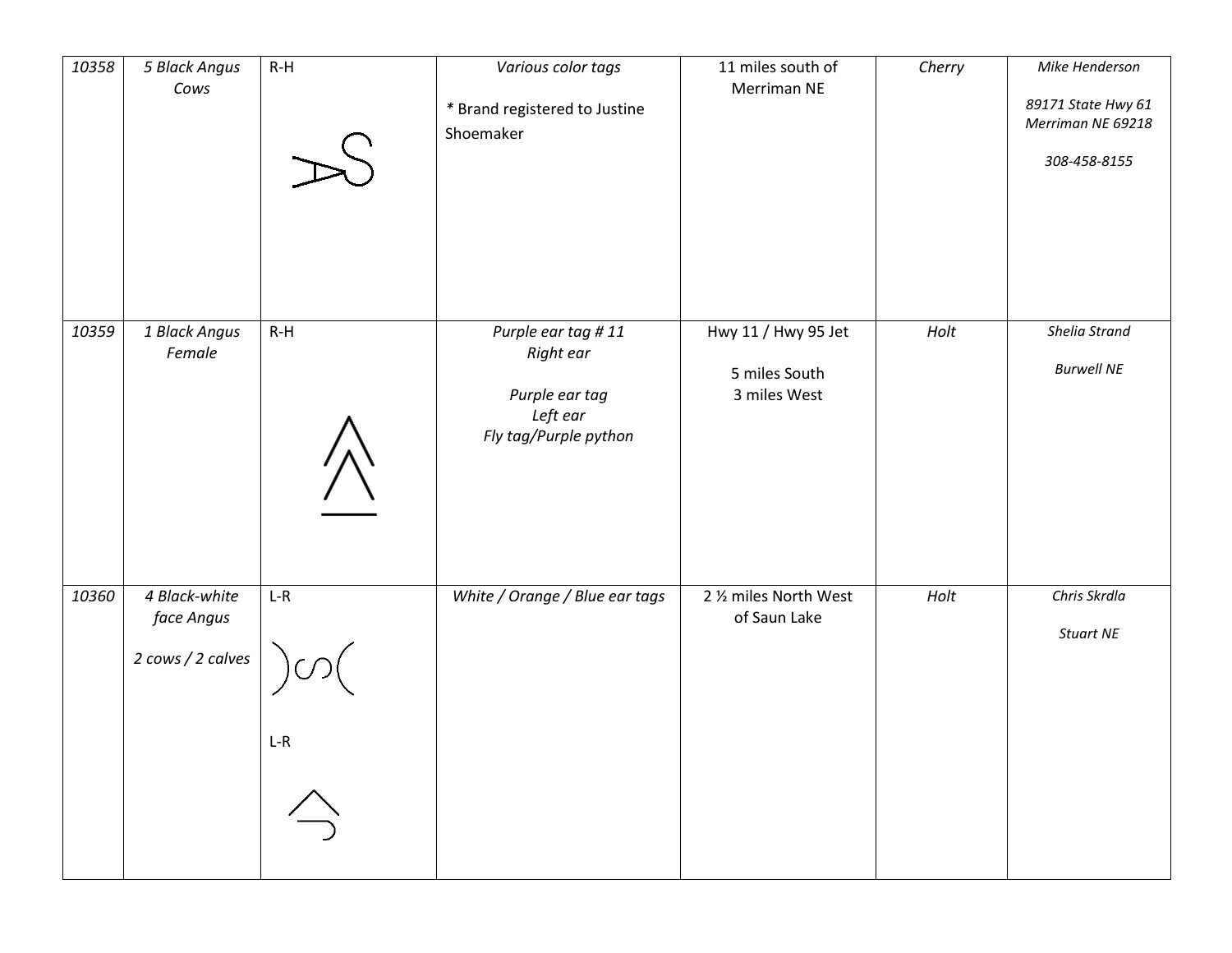| 10358 | 5 Black Angus Cows | R-H | *Various color tags*<br><br>* Brand registered to Justine Shoemaker | 11 miles south of Merriman NE | *Cherry* | *Mike Henderson*<br><br>*89171 State Hwy 61 Merriman NE 69218*<br><br>*308-458-8155* |
|---|---|---|---|---|---|---|
| *10359* | *1 Black Angus Female* | R-H | *Purple ear tag # 11*<br>*Right ear*<br><br>*Purple ear tag*<br>*Left ear*<br>*Fly tag/Purple python* | Hwy 11 / Hwy 95 Jct<br><br>5 miles South<br>3 miles West | *Holt* | *Shelia Strand*<br><br>*Burwell NE* |
| *10360* | *4 Black-white face Angus*<br><br>*2 cows / 2 calves* | L-R<br><br>L-R | *White / Orange / Blue ear tags* | 2 ½ miles North West of Saun Lake | *Holt* | *Chris Skrdla*<br><br>*Stuart NE* |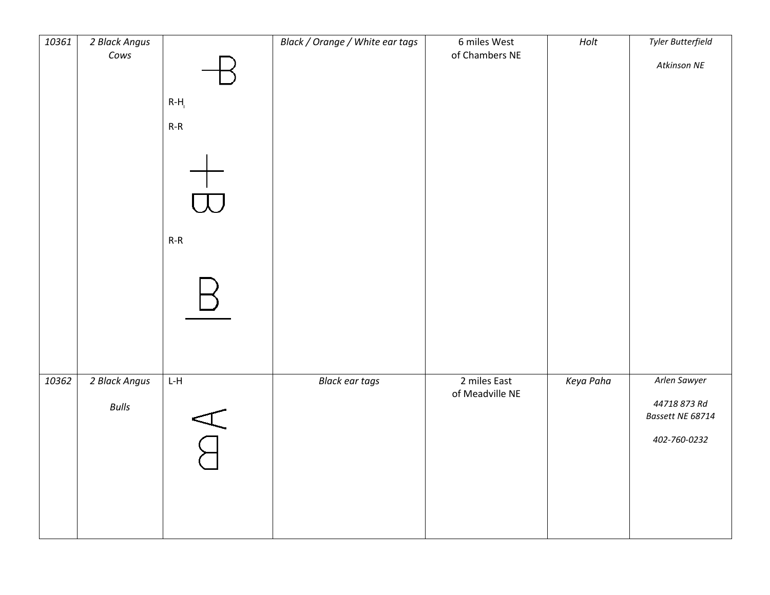| 10361 | 2 Black Angus Cows | R-H R-R R-R | Black / Orange / White ear tags | 6 miles West of Chambers NE | Holt | Tyler Butterfield<br><br>Atkinson NE |
|---|---|---|---|---|---|---|
| 10362 | 2 Black Angus<br><br>Bulls | L-H | Black ear tags | 2 miles East of Meadville NE | Keya Paha | Arlen Sawyer<br><br>44718 873 Rd<br>Bassett NE 68714<br><br>402-760-0232 |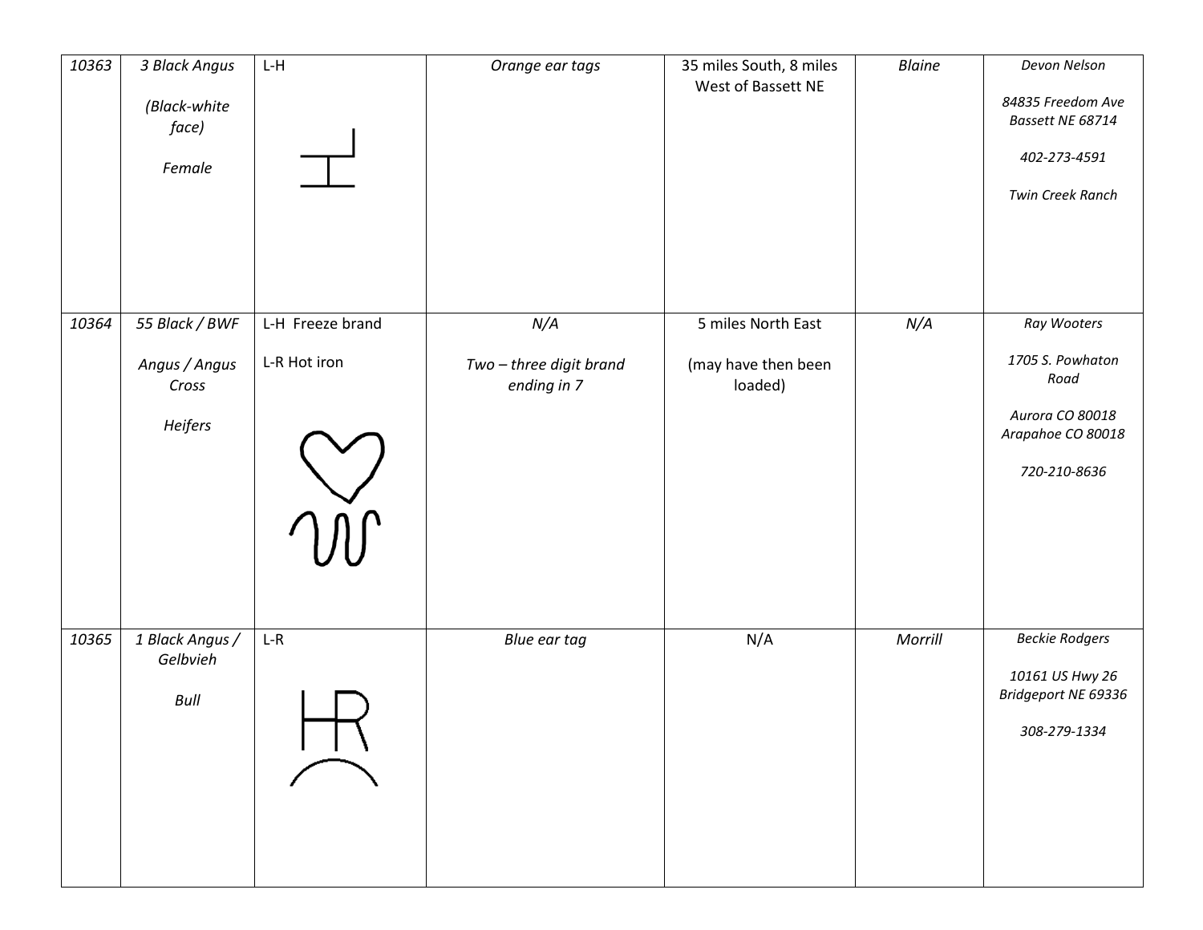| | | | | | | |
|---|---|---|---|---|---|---|
| *10363* | *3 Black Angus*<br><br>*(Black-white face)*<br><br>*Female* | L-H | *Orange ear tags* | 35 miles South, 8 miles West of Bassett NE | *Blaine* | *Devon Nelson*<br><br>*84835 Freedom Ave Bassett NE 68714*<br><br>*402-273-4591*<br><br>*Twin Creek Ranch* |
| *10364* | *55 Black / BWF*<br><br>*Angus / Angus Cross*<br><br>*Heifers* | L-H Freeze brand<br><br>L-R Hot iron | *N/A*<br><br>*Two – three digit brand ending in 7* | 5 miles North East<br><br>(may have then been loaded) | *N/A* | *Ray Wooters*<br><br>*1705 S. Powhaton Road*<br><br>*Aurora CO 80018*<br>*Arapahoe CO 80018*<br><br>*720-210-8636* |
| *10365* | *1 Black Angus / Gelbvieh*<br><br>*Bull* | L-R | *Blue ear tag* | N/A | *Morrill* | *Beckie Rodgers*<br><br>*10161 US Hwy 26 Bridgeport NE 69336*<br><br>*308-279-1334* |